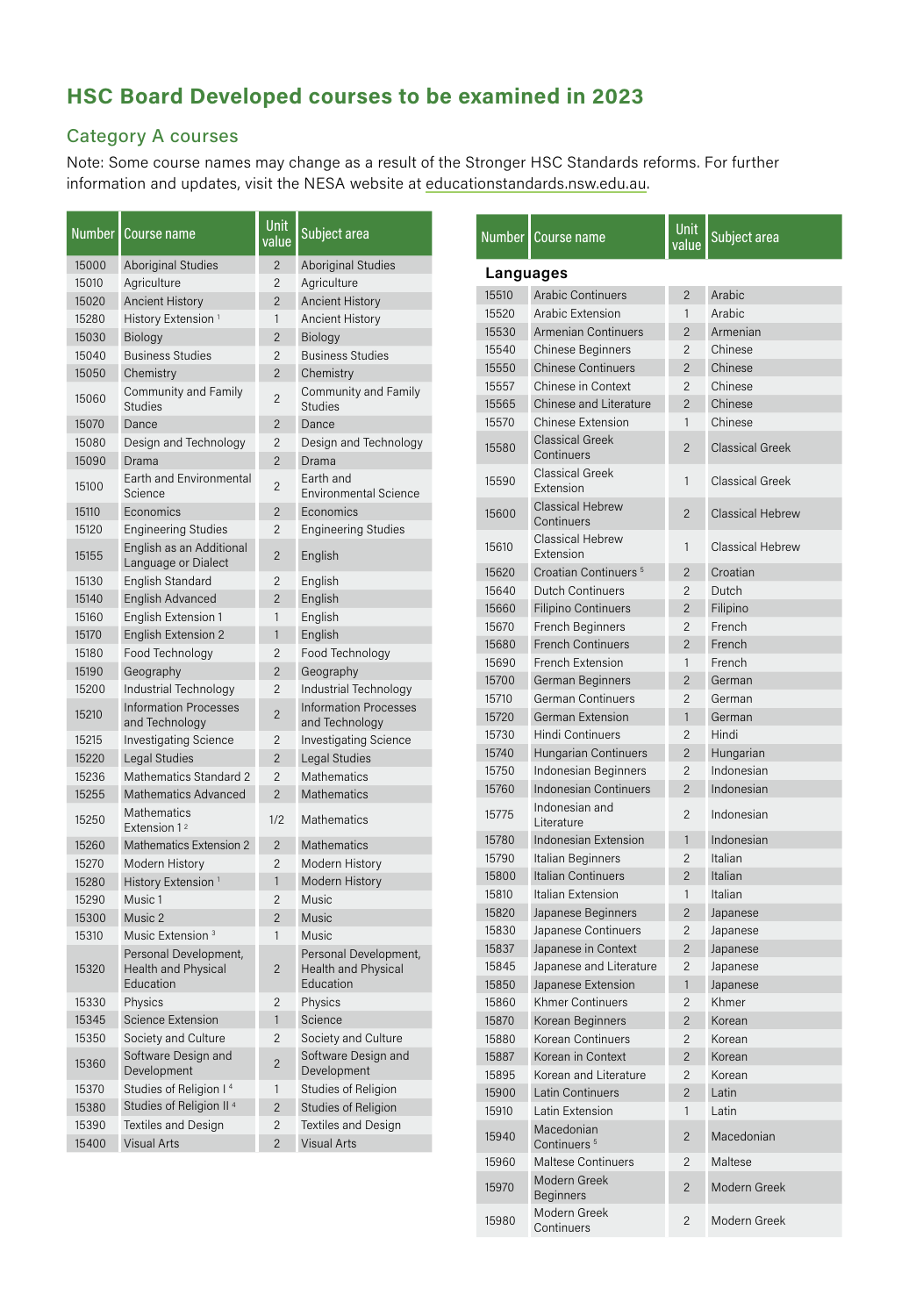## HSC Board Developed courses to be examined in 2023

### Category A courses

Note: Some course names may change as a result of the Stronger HSC Standards reforms. For further information and updates, visit the NESA website at educationstandards.nsw.edu.au.

| Number | Course name | Unit value | Subject area |
|---|---|---|---|
| 15000 | Aboriginal Studies | 2 | Aboriginal Studies |
| 15010 | Agriculture | 2 | Agriculture |
| 15020 | Ancient History | 2 | Ancient History |
| 15280 | History Extension [1] | 1 | Ancient History |
| 15030 | Biology | 2 | Biology |
| 15040 | Business Studies | 2 | Business Studies |
| 15050 | Chemistry | 2 | Chemistry |
| 15060 | Community and Family Studies | 2 | Community and Family Studies |
| 15070 | Dance | 2 | Dance |
| 15080 | Design and Technology | 2 | Design and Technology |
| 15090 | Drama | 2 | Drama |
| 15100 | Earth and Environmental Science | 2 | Earth and Environmental Science |
| 15110 | Economics | 2 | Economics |
| 15120 | Engineering Studies | 2 | Engineering Studies |
| 15155 | English as an Additional Language or Dialect | 2 | English |
| 15130 | English Standard | 2 | English |
| 15140 | English Advanced | 2 | English |
| 15160 | English Extension 1 | 1 | English |
| 15170 | English Extension 2 | 1 | English |
| 15180 | Food Technology | 2 | Food Technology |
| 15190 | Geography | 2 | Geography |
| 15200 | Industrial Technology | 2 | Industrial Technology |
| 15210 | Information Processes and Technology | 2 | Information Processes and Technology |
| 15215 | Investigating Science | 2 | Investigating Science |
| 15220 | Legal Studies | 2 | Legal Studies |
| 15236 | Mathematics Standard 2 | 2 | Mathematics |
| 15255 | Mathematics Advanced | 2 | Mathematics |
| 15250 | Mathematics Extension 1 [2] | 1/2 | Mathematics |
| 15260 | Mathematics Extension 2 | 2 | Mathematics |
| 15270 | Modern History | 2 | Modern History |
| 15280 | History Extension [1] | 1 | Modern History |
| 15290 | Music 1 | 2 | Music |
| 15300 | Music 2 | 2 | Music |
| 15310 | Music Extension [3] | 1 | Music |
| 15320 | Personal Development, Health and Physical Education | 2 | Personal Development, Health and Physical Education |
| 15330 | Physics | 2 | Physics |
| 15345 | Science Extension | 1 | Science |
| 15350 | Society and Culture | 2 | Society and Culture |
| 15360 | Software Design and Development | 2 | Software Design and Development |
| 15370 | Studies of Religion I [4] | 1 | Studies of Religion |
| 15380 | Studies of Religion II [4] | 2 | Studies of Religion |
| 15390 | Textiles and Design | 2 | Textiles and Design |
| 15400 | Visual Arts | 2 | Visual Arts |

| Number | Course name | Unit value | Subject area |
|---|---|---|---|
| **Languages** | | | |
| 15510 | Arabic Continuers | 2 | Arabic |
| 15520 | Arabic Extension | 1 | Arabic |
| 15530 | Armenian Continuers | 2 | Armenian |
| 15540 | Chinese Beginners | 2 | Chinese |
| 15550 | Chinese Continuers | 2 | Chinese |
| 15557 | Chinese in Context | 2 | Chinese |
| 15565 | Chinese and Literature | 2 | Chinese |
| 15570 | Chinese Extension | 1 | Chinese |
| 15580 | Classical Greek Continuers | 2 | Classical Greek |
| 15590 | Classical Greek Extension | 1 | Classical Greek |
| 15600 | Classical Hebrew Continuers | 2 | Classical Hebrew |
| 15610 | Classical Hebrew Extension | 1 | Classical Hebrew |
| 15620 | Croatian Continuers [5] | 2 | Croatian |
| 15640 | Dutch Continuers | 2 | Dutch |
| 15660 | Filipino Continuers | 2 | Filipino |
| 15670 | French Beginners | 2 | French |
| 15680 | French Continuers | 2 | French |
| 15690 | French Extension | 1 | French |
| 15700 | German Beginners | 2 | German |
| 15710 | German Continuers | 2 | German |
| 15720 | German Extension | 1 | German |
| 15730 | Hindi Continuers | 2 | Hindi |
| 15740 | Hungarian Continuers | 2 | Hungarian |
| 15750 | Indonesian Beginners | 2 | Indonesian |
| 15760 | Indonesian Continuers | 2 | Indonesian |
| 15775 | Indonesian and Literature | 2 | Indonesian |
| 15780 | Indonesian Extension | 1 | Indonesian |
| 15790 | Italian Beginners | 2 | Italian |
| 15800 | Italian Continuers | 2 | Italian |
| 15810 | Italian Extension | 1 | Italian |
| 15820 | Japanese Beginners | 2 | Japanese |
| 15830 | Japanese Continuers | 2 | Japanese |
| 15837 | Japanese in Context | 2 | Japanese |
| 15845 | Japanese and Literature | 2 | Japanese |
| 15850 | Japanese Extension | 1 | Japanese |
| 15860 | Khmer Continuers | 2 | Khmer |
| 15870 | Korean Beginners | 2 | Korean |
| 15880 | Korean Continuers | 2 | Korean |
| 15887 | Korean in Context | 2 | Korean |
| 15895 | Korean and Literature | 2 | Korean |
| 15900 | Latin Continuers | 2 | Latin |
| 15910 | Latin Extension | 1 | Latin |
| 15940 | Macedonian Continuers [5] | 2 | Macedonian |
| 15960 | Maltese Continuers | 2 | Maltese |
| 15970 | Modern Greek Beginners | 2 | Modern Greek |
| 15980 | Modern Greek Continuers | 2 | Modern Greek |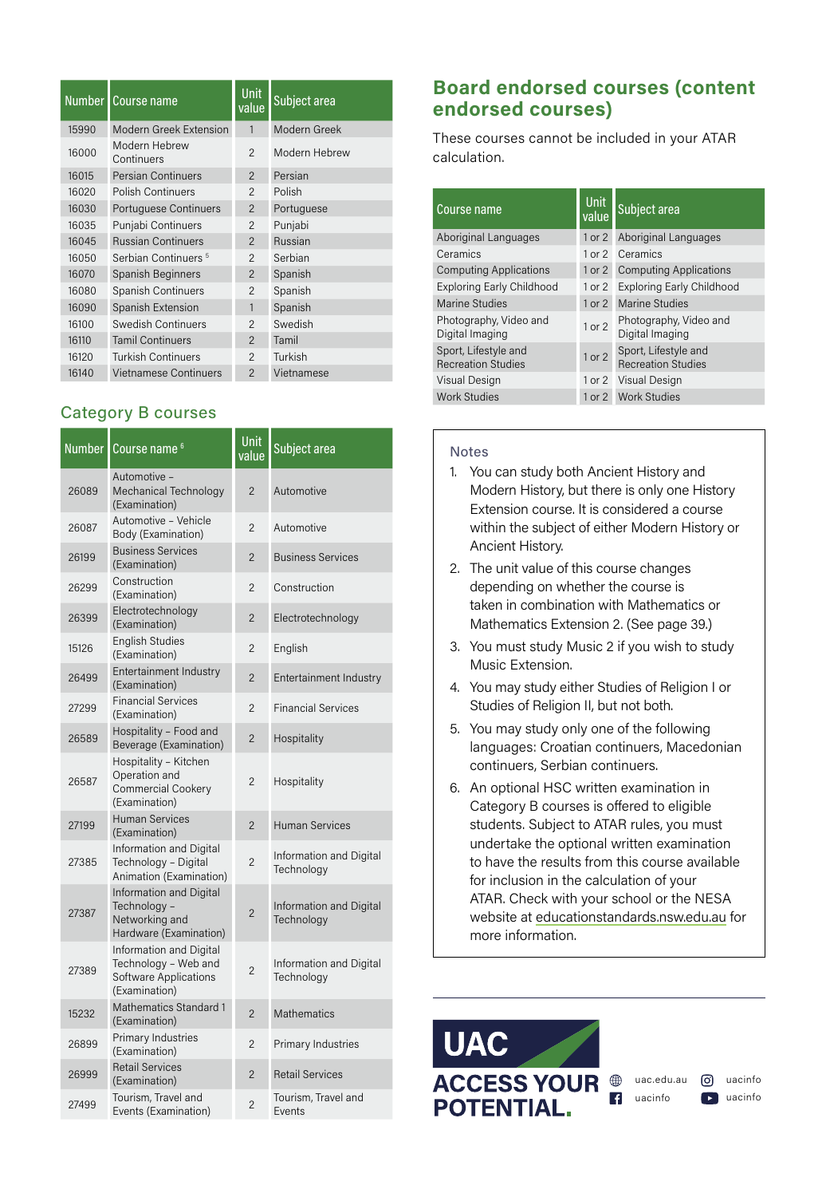| Number | Course name | Unit value | Subject area |
|---|---|---|---|
| 15990 | Modern Greek Extension | 1 | Modern Greek |
| 16000 | Modern Hebrew Continuers | 2 | Modern Hebrew |
| 16015 | Persian Continuers | 2 | Persian |
| 16020 | Polish Continuers | 2 | Polish |
| 16030 | Portuguese Continuers | 2 | Portuguese |
| 16035 | Punjabi Continuers | 2 | Punjabi |
| 16045 | Russian Continuers | 2 | Russian |
| 16050 | Serbian Continuers [5] | 2 | Serbian |
| 16070 | Spanish Beginners | 2 | Spanish |
| 16080 | Spanish Continuers | 2 | Spanish |
| 16090 | Spanish Extension | 1 | Spanish |
| 16100 | Swedish Continuers | 2 | Swedish |
| 16110 | Tamil Continuers | 2 | Tamil |
| 16120 | Turkish Continuers | 2 | Turkish |
| 16140 | Vietnamese Continuers | 2 | Vietnamese |

## Category B courses

| Number | Course name [6] | Unit value | Subject area |
|---|---|---|---|
| 26089 | Automotive – Mechanical Technology (Examination) | 2 | Automotive |
| 26087 | Automotive – Vehicle Body (Examination) | 2 | Automotive |
| 26199 | Business Services (Examination) | 2 | Business Services |
| 26299 | Construction (Examination) | 2 | Construction |
| 26399 | Electrotechnology (Examination) | 2 | Electrotechnology |
| 15126 | English Studies (Examination) | 2 | English |
| 26499 | Entertainment Industry (Examination) | 2 | Entertainment Industry |
| 27299 | Financial Services (Examination) | 2 | Financial Services |
| 26589 | Hospitality – Food and Beverage (Examination) | 2 | Hospitality |
| 26587 | Hospitality – Kitchen Operation and Commercial Cookery (Examination) | 2 | Hospitality |
| 27199 | Human Services (Examination) | 2 | Human Services |
| 27385 | Information and Digital Technology – Digital Animation (Examination) | 2 | Information and Digital Technology |
| 27387 | Information and Digital Technology – Networking and Hardware (Examination) | 2 | Information and Digital Technology |
| 27389 | Information and Digital Technology – Web and Software Applications (Examination) | 2 | Information and Digital Technology |
| 15232 | Mathematics Standard 1 (Examination) | 2 | Mathematics |
| 26899 | Primary Industries (Examination) | 2 | Primary Industries |
| 26999 | Retail Services (Examination) | 2 | Retail Services |
| 27499 | Tourism, Travel and Events (Examination) | 2 | Tourism, Travel and Events |

## Board endorsed courses (content endorsed courses)

These courses cannot be included in your ATAR calculation.

| Course name | Unit value | Subject area |
|---|---|---|
| Aboriginal Languages | 1 or 2 | Aboriginal Languages |
| Ceramics | 1 or 2 | Ceramics |
| Computing Applications | 1 or 2 | Computing Applications |
| Exploring Early Childhood | 1 or 2 | Exploring Early Childhood |
| Marine Studies | 1 or 2 | Marine Studies |
| Photography, Video and Digital Imaging | 1 or 2 | Photography, Video and Digital Imaging |
| Sport, Lifestyle and Recreation Studies | 1 or 2 | Sport, Lifestyle and Recreation Studies |
| Visual Design | 1 or 2 | Visual Design |
| Work Studies | 1 or 2 | Work Studies |

### Notes

1. You can study both Ancient History and Modern History, but there is only one History Extension course. It is considered a course within the subject of either Modern History or Ancient History.
2. The unit value of this course changes depending on whether the course is taken in combination with Mathematics or Mathematics Extension 2. (See page 39.)
3. You must study Music 2 if you wish to study Music Extension.
4. You may study either Studies of Religion I or Studies of Religion II, but not both.
5. You may study only one of the following languages: Croatian continuers, Macedonian continuers, Serbian continuers.
6. An optional HSC written examination in Category B courses is offered to eligible students. Subject to ATAR rules, you must undertake the optional written examination to have the results from this course available for inclusion in the calculation of your ATAR. Check with your school or the NESA website at educationstandards.nsw.edu.au for more information.

UAC
ACCESS YOUR POTENTIAL.

uac.edu.au
uacinfo
uacinfo
uacinfo